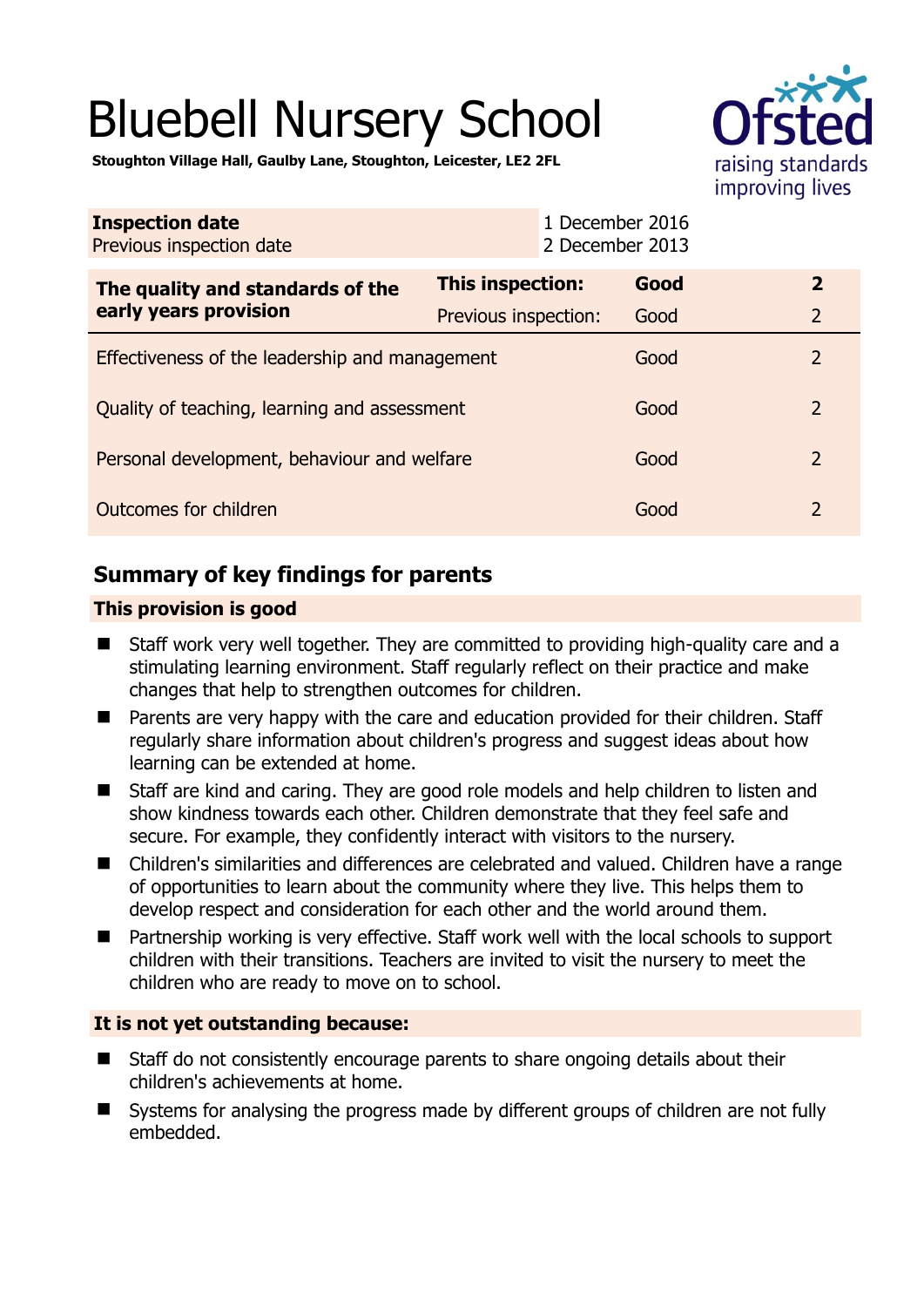# Bluebell Nursery School

**Stoughton Village Hall, Gaulby Lane, Stoughton, Leicester, LE2 2FL**

| **Inspection date** | 1 December 2016 |
|---|---|
| Previous inspection date | 2 December 2013 |

| **The quality and standards of the early years provision** | **This inspection:** | **Good** | **2** |
|---|---|---|---|
| | Previous inspection: | Good | 2 |
| Effectiveness of the leadership and management | | Good | 2 |
| Quality of teaching, learning and assessment | | Good | 2 |
| Personal development, behaviour and welfare | | Good | 2 |
| Outcomes for children | | Good | 2 |

## Summary of key findings for parents

### This provision is good

- Staff work very well together. They are committed to providing high-quality care and a stimulating learning environment. Staff regularly reflect on their practice and make changes that help to strengthen outcomes for children.
- Parents are very happy with the care and education provided for their children. Staff regularly share information about children's progress and suggest ideas about how learning can be extended at home.
- Staff are kind and caring. They are good role models and help children to listen and show kindness towards each other. Children demonstrate that they feel safe and secure. For example, they confidently interact with visitors to the nursery.
- Children's similarities and differences are celebrated and valued. Children have a range of opportunities to learn about the community where they live. This helps them to develop respect and consideration for each other and the world around them.
- Partnership working is very effective. Staff work well with the local schools to support children with their transitions. Teachers are invited to visit the nursery to meet the children who are ready to move on to school.

### It is not yet outstanding because:

- Staff do not consistently encourage parents to share ongoing details about their children's achievements at home.
- Systems for analysing the progress made by different groups of children are not fully embedded.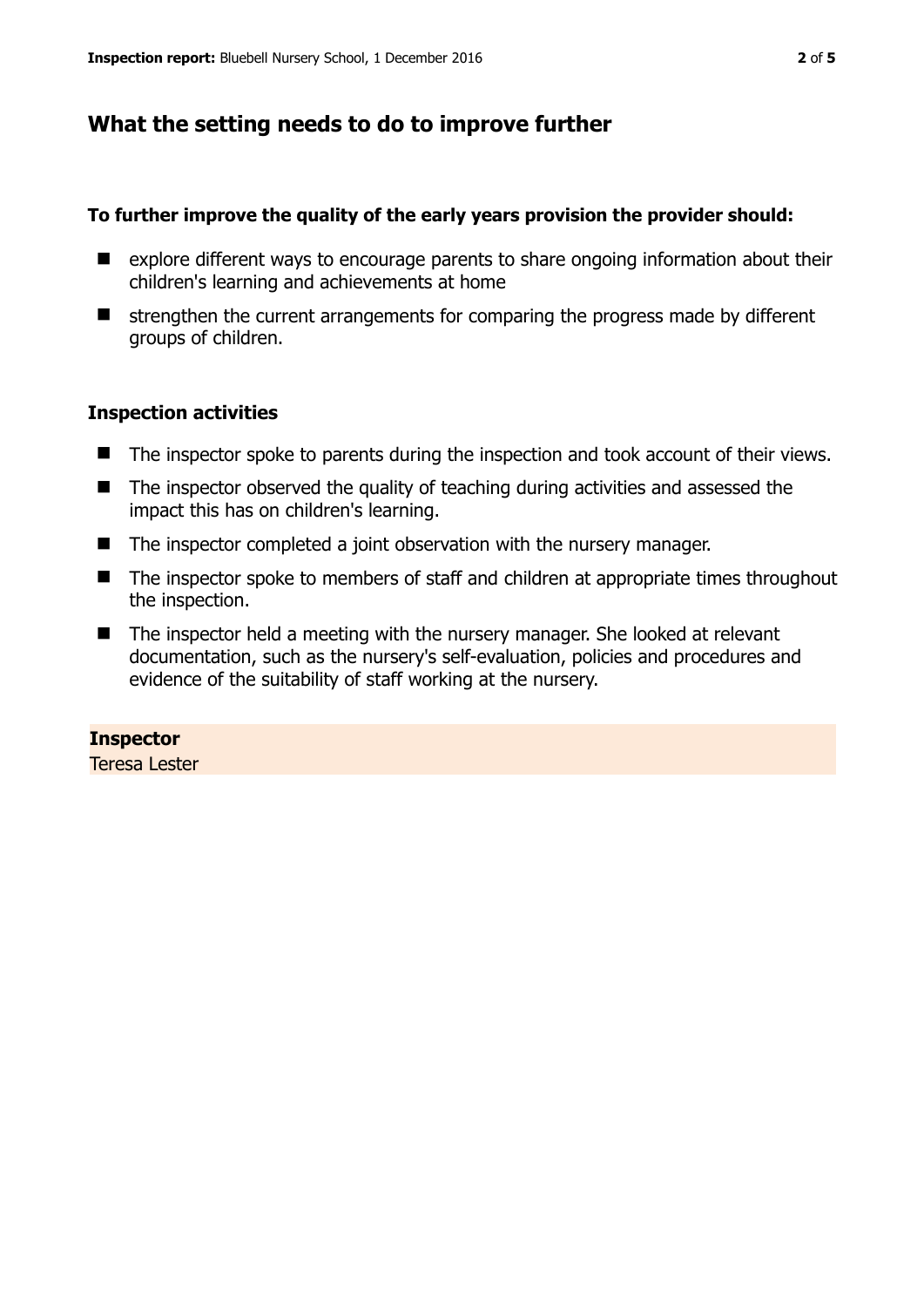## What the setting needs to do to improve further

**To further improve the quality of the early years provision the provider should:**

- explore different ways to encourage parents to share ongoing information about their children's learning and achievements at home
- strengthen the current arrangements for comparing the progress made by different groups of children.

### Inspection activities

- The inspector spoke to parents during the inspection and took account of their views.
- The inspector observed the quality of teaching during activities and assessed the impact this has on children's learning.
- The inspector completed a joint observation with the nursery manager.
- The inspector spoke to members of staff and children at appropriate times throughout the inspection.
- The inspector held a meeting with the nursery manager. She looked at relevant documentation, such as the nursery's self-evaluation, policies and procedures and evidence of the suitability of staff working at the nursery.

**Inspector**
Teresa Lester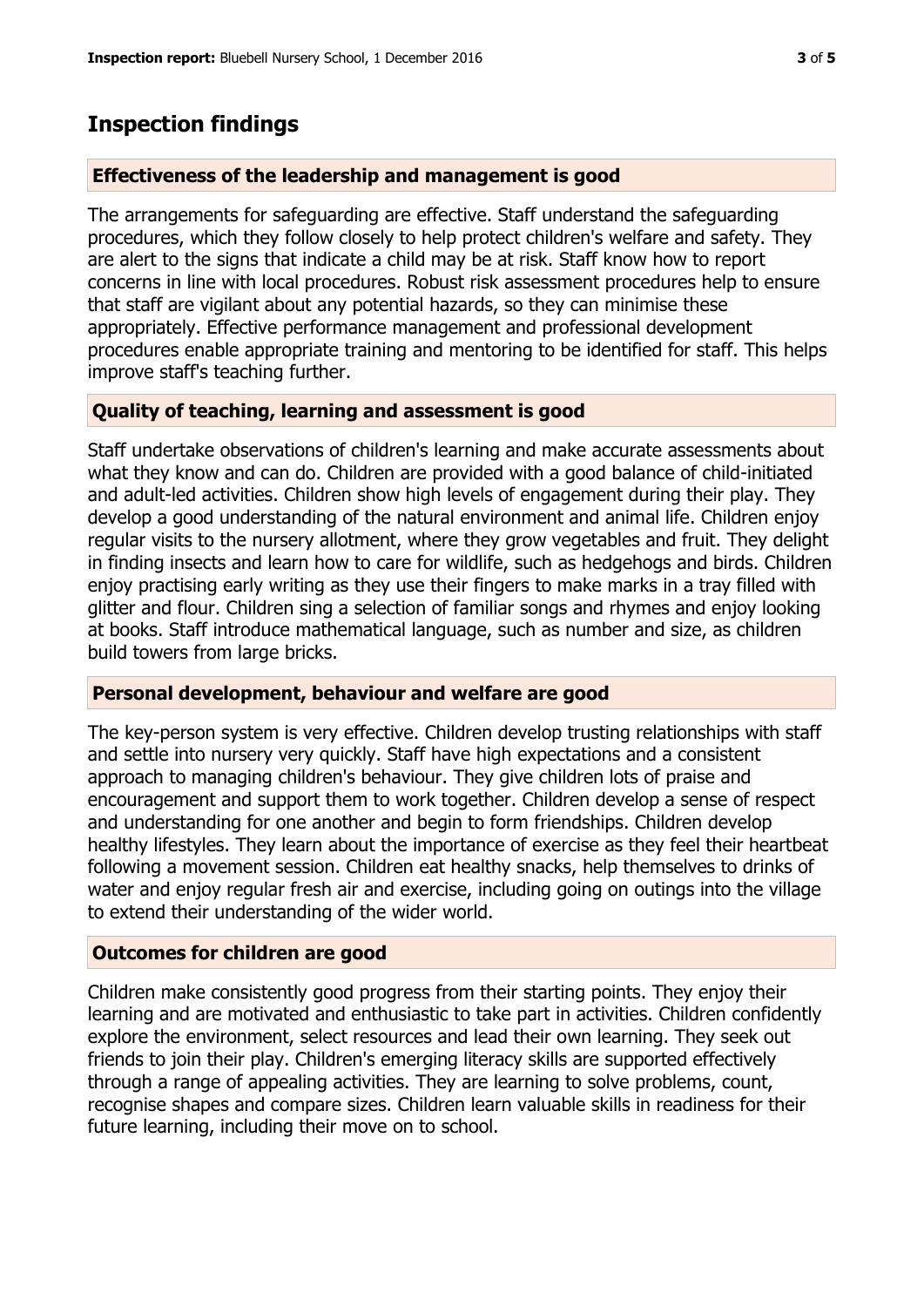## Inspection findings

### Effectiveness of the leadership and management is good

The arrangements for safeguarding are effective. Staff understand the safeguarding procedures, which they follow closely to help protect children's welfare and safety. They are alert to the signs that indicate a child may be at risk. Staff know how to report concerns in line with local procedures. Robust risk assessment procedures help to ensure that staff are vigilant about any potential hazards, so they can minimise these appropriately. Effective performance management and professional development procedures enable appropriate training and mentoring to be identified for staff. This helps improve staff's teaching further.

### Quality of teaching, learning and assessment is good

Staff undertake observations of children's learning and make accurate assessments about what they know and can do. Children are provided with a good balance of child-initiated and adult-led activities. Children show high levels of engagement during their play. They develop a good understanding of the natural environment and animal life. Children enjoy regular visits to the nursery allotment, where they grow vegetables and fruit. They delight in finding insects and learn how to care for wildlife, such as hedgehogs and birds. Children enjoy practising early writing as they use their fingers to make marks in a tray filled with glitter and flour. Children sing a selection of familiar songs and rhymes and enjoy looking at books. Staff introduce mathematical language, such as number and size, as children build towers from large bricks.

### Personal development, behaviour and welfare are good

The key-person system is very effective. Children develop trusting relationships with staff and settle into nursery very quickly. Staff have high expectations and a consistent approach to managing children's behaviour. They give children lots of praise and encouragement and support them to work together. Children develop a sense of respect and understanding for one another and begin to form friendships. Children develop healthy lifestyles. They learn about the importance of exercise as they feel their heartbeat following a movement session. Children eat healthy snacks, help themselves to drinks of water and enjoy regular fresh air and exercise, including going on outings into the village to extend their understanding of the wider world.

### Outcomes for children are good

Children make consistently good progress from their starting points. They enjoy their learning and are motivated and enthusiastic to take part in activities. Children confidently explore the environment, select resources and lead their own learning. They seek out friends to join their play. Children's emerging literacy skills are supported effectively through a range of appealing activities. They are learning to solve problems, count, recognise shapes and compare sizes. Children learn valuable skills in readiness for their future learning, including their move on to school.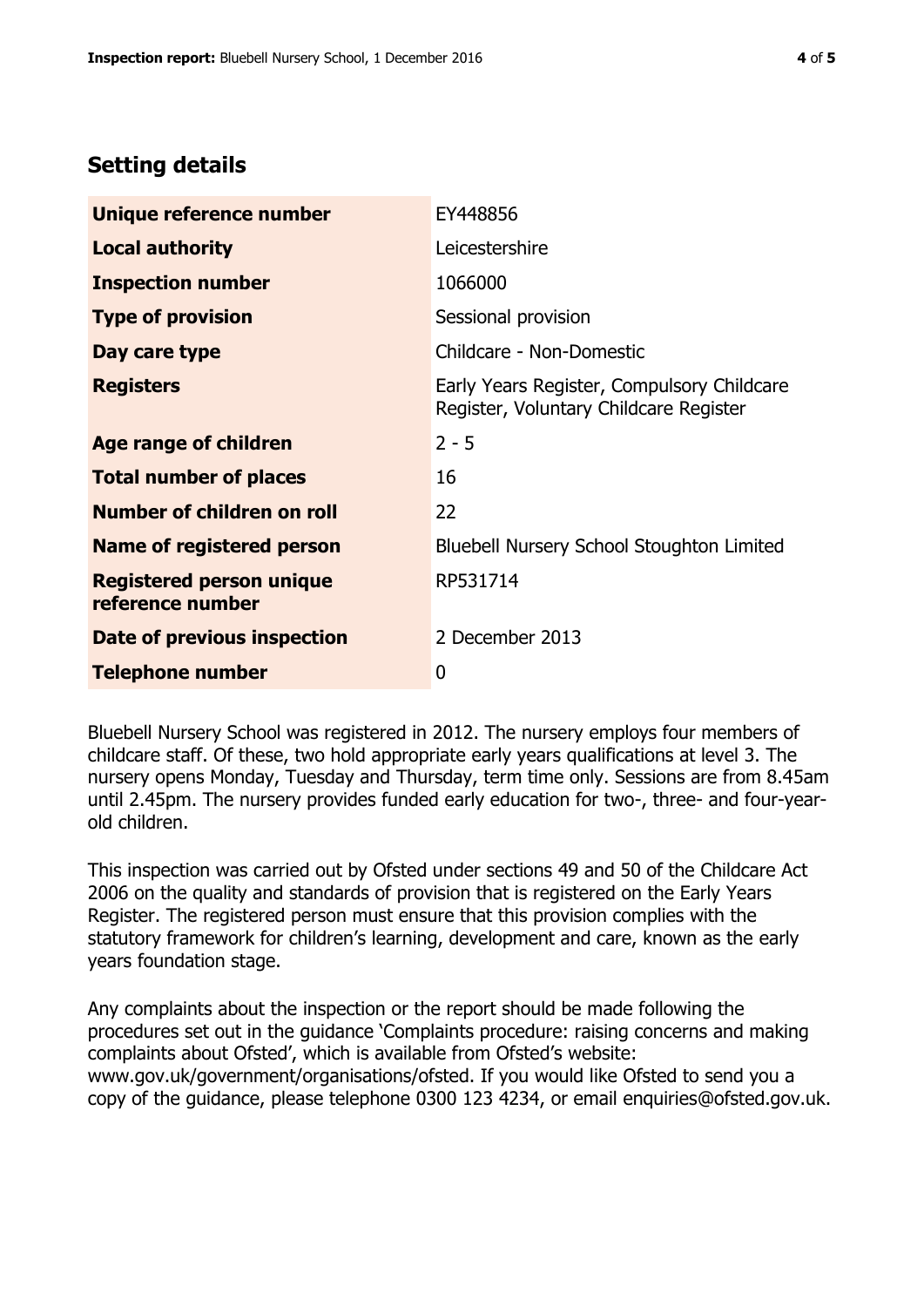## Setting details

| | |
|---|---|
| **Unique reference number** | EY448856 |
| **Local authority** | Leicestershire |
| **Inspection number** | 1066000 |
| **Type of provision** | Sessional provision |
| **Day care type** | Childcare - Non-Domestic |
| **Registers** | Early Years Register, Compulsory Childcare Register, Voluntary Childcare Register |
| **Age range of children** | 2 - 5 |
| **Total number of places** | 16 |
| **Number of children on roll** | 22 |
| **Name of registered person** | Bluebell Nursery School Stoughton Limited |
| **Registered person unique reference number** | RP531714 |
| **Date of previous inspection** | 2 December 2013 |
| **Telephone number** | 0 |

Bluebell Nursery School was registered in 2012. The nursery employs four members of childcare staff. Of these, two hold appropriate early years qualifications at level 3. The nursery opens Monday, Tuesday and Thursday, term time only. Sessions are from 8.45am until 2.45pm. The nursery provides funded early education for two-, three- and four-year-old children.

This inspection was carried out by Ofsted under sections 49 and 50 of the Childcare Act 2006 on the quality and standards of provision that is registered on the Early Years Register. The registered person must ensure that this provision complies with the statutory framework for children's learning, development and care, known as the early years foundation stage.

Any complaints about the inspection or the report should be made following the procedures set out in the guidance 'Complaints procedure: raising concerns and making complaints about Ofsted', which is available from Ofsted's website: www.gov.uk/government/organisations/ofsted. If you would like Ofsted to send you a copy of the guidance, please telephone 0300 123 4234, or email enquiries@ofsted.gov.uk.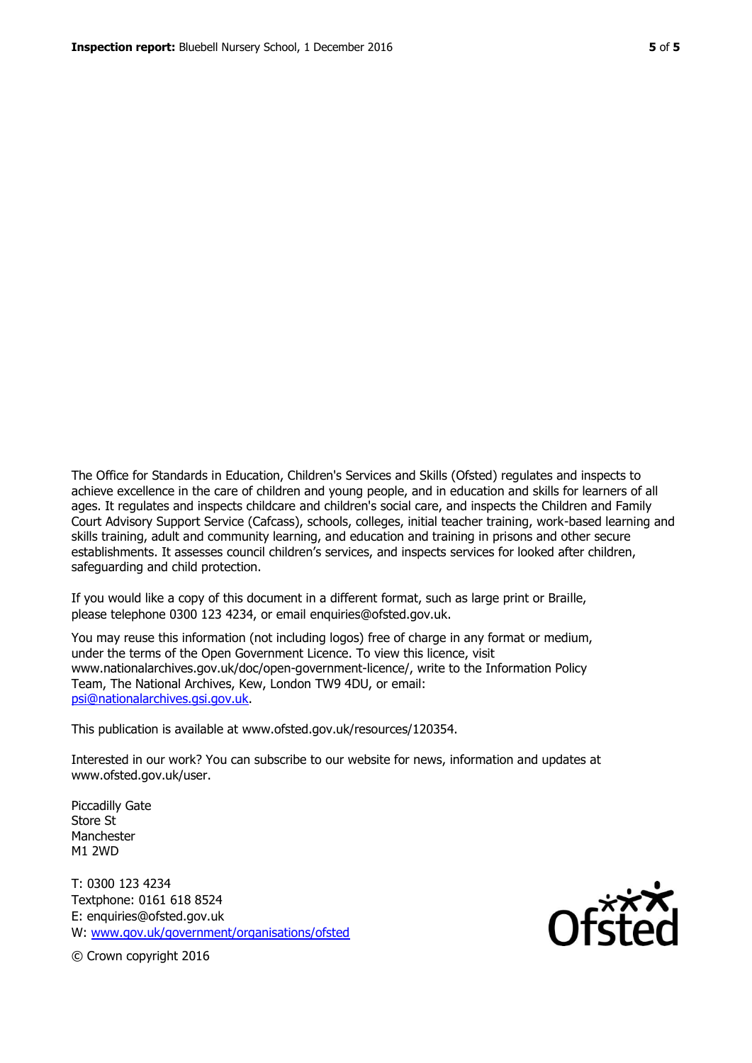The Office for Standards in Education, Children's Services and Skills (Ofsted) regulates and inspects to achieve excellence in the care of children and young people, and in education and skills for learners of all ages. It regulates and inspects childcare and children's social care, and inspects the Children and Family Court Advisory Support Service (Cafcass), schools, colleges, initial teacher training, work-based learning and skills training, adult and community learning, and education and training in prisons and other secure establishments. It assesses council children's services, and inspects services for looked after children, safeguarding and child protection.

If you would like a copy of this document in a different format, such as large print or Braille, please telephone 0300 123 4234, or email enquiries@ofsted.gov.uk.

You may reuse this information (not including logos) free of charge in any format or medium, under the terms of the Open Government Licence. To view this licence, visit www.nationalarchives.gov.uk/doc/open-government-licence/, write to the Information Policy Team, The National Archives, Kew, London TW9 4DU, or email: psi@nationalarchives.gsi.gov.uk.

This publication is available at www.ofsted.gov.uk/resources/120354.

Interested in our work? You can subscribe to our website for news, information and updates at www.ofsted.gov.uk/user.

Piccadilly Gate
Store St
Manchester
M1 2WD

T: 0300 123 4234
Textphone: 0161 618 8524
E: enquiries@ofsted.gov.uk
W: www.gov.uk/government/organisations/ofsted

© Crown copyright 2016